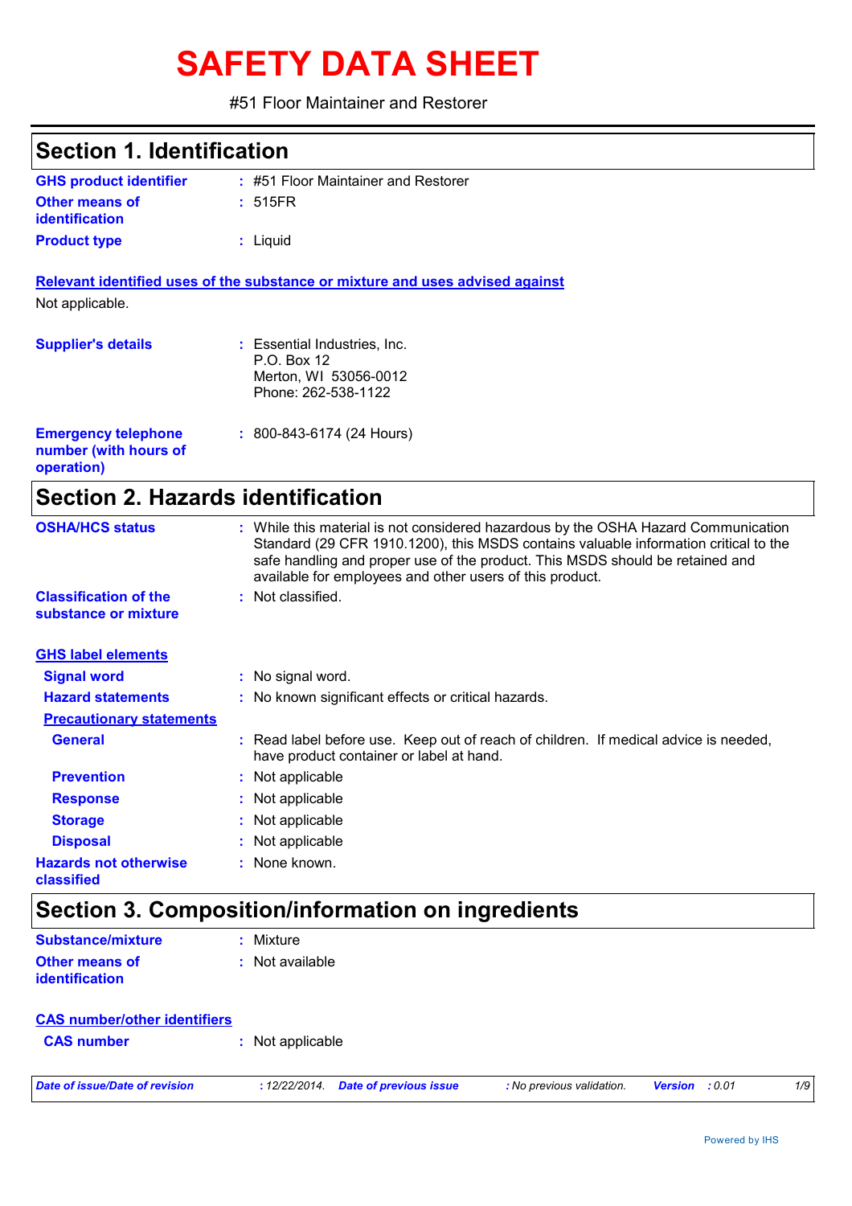# SAFETY DATA SHEET

#51 Floor Maintainer and Restorer

## Section 1. Identification

**GHS product identifier** : #51 Floor Maintainer and Restorer

**Other means of identification** : 515FR

**Product type** : Liquid

**Relevant identified uses of the substance or mixture and uses advised against**

Not applicable.

**Supplier's details** : Essential Industries, Inc.
P.O. Box 12
Merton, WI 53056-0012
Phone: 262-538-1122

**Emergency telephone number (with hours of operation)** : 800-843-6174 (24 Hours)

## Section 2. Hazards identification

**OSHA/HCS status** : While this material is not considered hazardous by the OSHA Hazard Communication Standard (29 CFR 1910.1200), this MSDS contains valuable information critical to the safe handling and proper use of the product. This MSDS should be retained and available for employees and other users of this product.

**Classification of the substance or mixture** : Not classified.

**GHS label elements**

**Signal word** : No signal word.

**Hazard statements** : No known significant effects or critical hazards.

**Precautionary statements**

**General** : Read label before use. Keep out of reach of children. If medical advice is needed, have product container or label at hand.

**Prevention** : Not applicable

**Response** : Not applicable

**Storage** : Not applicable

**Disposal** : Not applicable

**Hazards not otherwise classified** : None known.

## Section 3. Composition/information on ingredients

**Substance/mixture** : Mixture

**Other means of identification** : Not available

**CAS number/other identifiers**

**CAS number** : Not applicable

*Date of issue/Date of revision* : 12/22/2014. *Date of previous issue* : No previous validation. *Version* : 0.01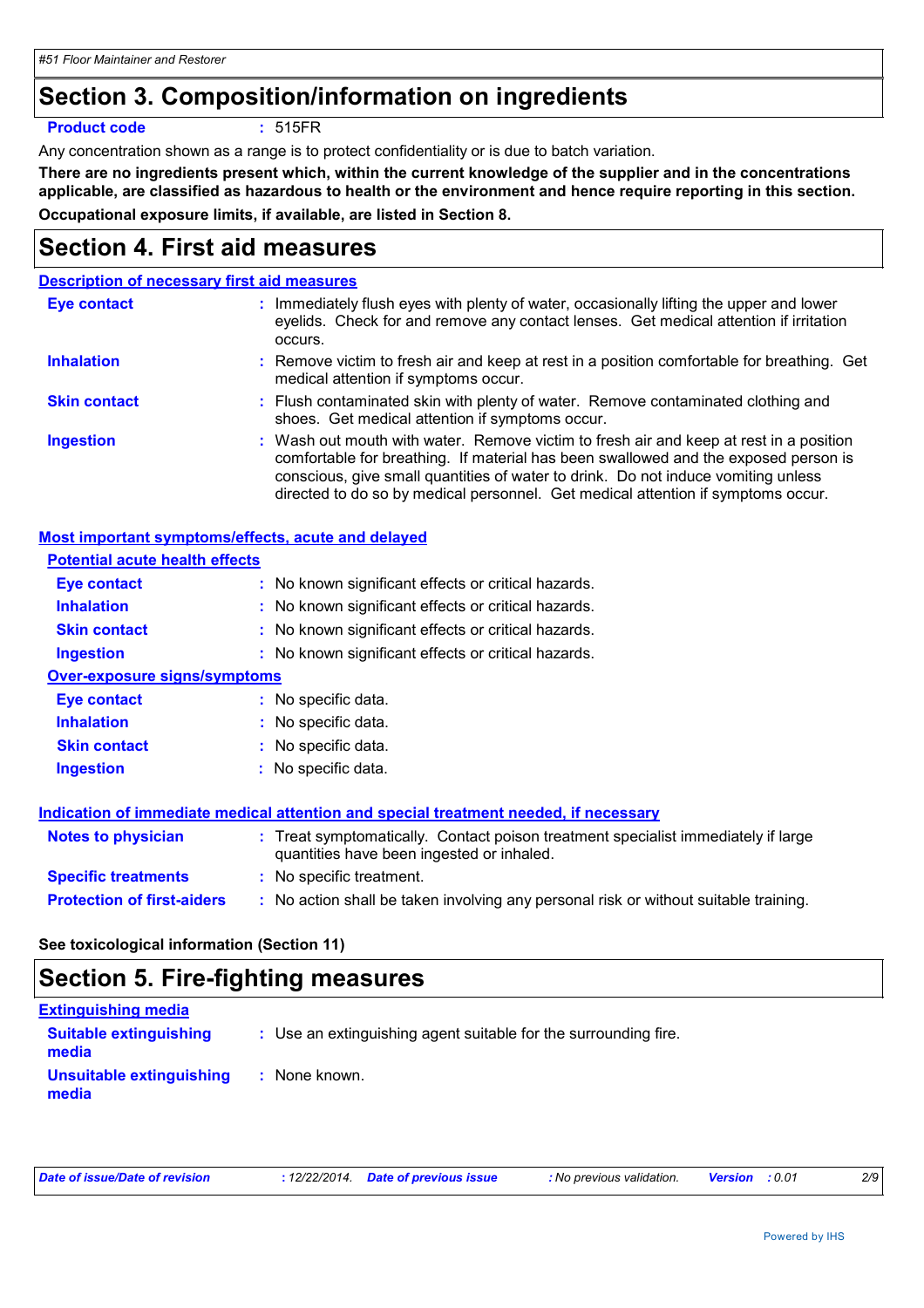## Section 3. Composition/information on ingredients

**Product code** : 515FR

Any concentration shown as a range is to protect confidentiality or is due to batch variation.

**There are no ingredients present which, within the current knowledge of the supplier and in the concentrations applicable, are classified as hazardous to health or the environment and hence require reporting in this section.**

**Occupational exposure limits, if available, are listed in Section 8.**

## Section 4. First aid measures

### Description of necessary first aid measures

**Eye contact** : Immediately flush eyes with plenty of water, occasionally lifting the upper and lower eyelids. Check for and remove any contact lenses. Get medical attention if irritation occurs.

**Inhalation** : Remove victim to fresh air and keep at rest in a position comfortable for breathing. Get medical attention if symptoms occur.

**Skin contact** : Flush contaminated skin with plenty of water. Remove contaminated clothing and shoes. Get medical attention if symptoms occur.

**Ingestion** : Wash out mouth with water. Remove victim to fresh air and keep at rest in a position comfortable for breathing. If material has been swallowed and the exposed person is conscious, give small quantities of water to drink. Do not induce vomiting unless directed to do so by medical personnel. Get medical attention if symptoms occur.

### Most important symptoms/effects, acute and delayed

**Potential acute health effects**

**Eye contact** : No known significant effects or critical hazards.

**Inhalation** : No known significant effects or critical hazards.

**Skin contact** : No known significant effects or critical hazards.

**Ingestion** : No known significant effects or critical hazards.

**Over-exposure signs/symptoms**

**Eye contact** : No specific data.

**Inhalation** : No specific data.

**Skin contact** : No specific data.

**Ingestion** : No specific data.

### Indication of immediate medical attention and special treatment needed, if necessary

**Notes to physician** : Treat symptomatically. Contact poison treatment specialist immediately if large quantities have been ingested or inhaled.

**Specific treatments** : No specific treatment.

**Protection of first-aiders** : No action shall be taken involving any personal risk or without suitable training.

**See toxicological information (Section 11)**

## Section 5. Fire-fighting measures

### Extinguishing media

**Suitable extinguishing media** : Use an extinguishing agent suitable for the surrounding fire.

**Unsuitable extinguishing media** : None known.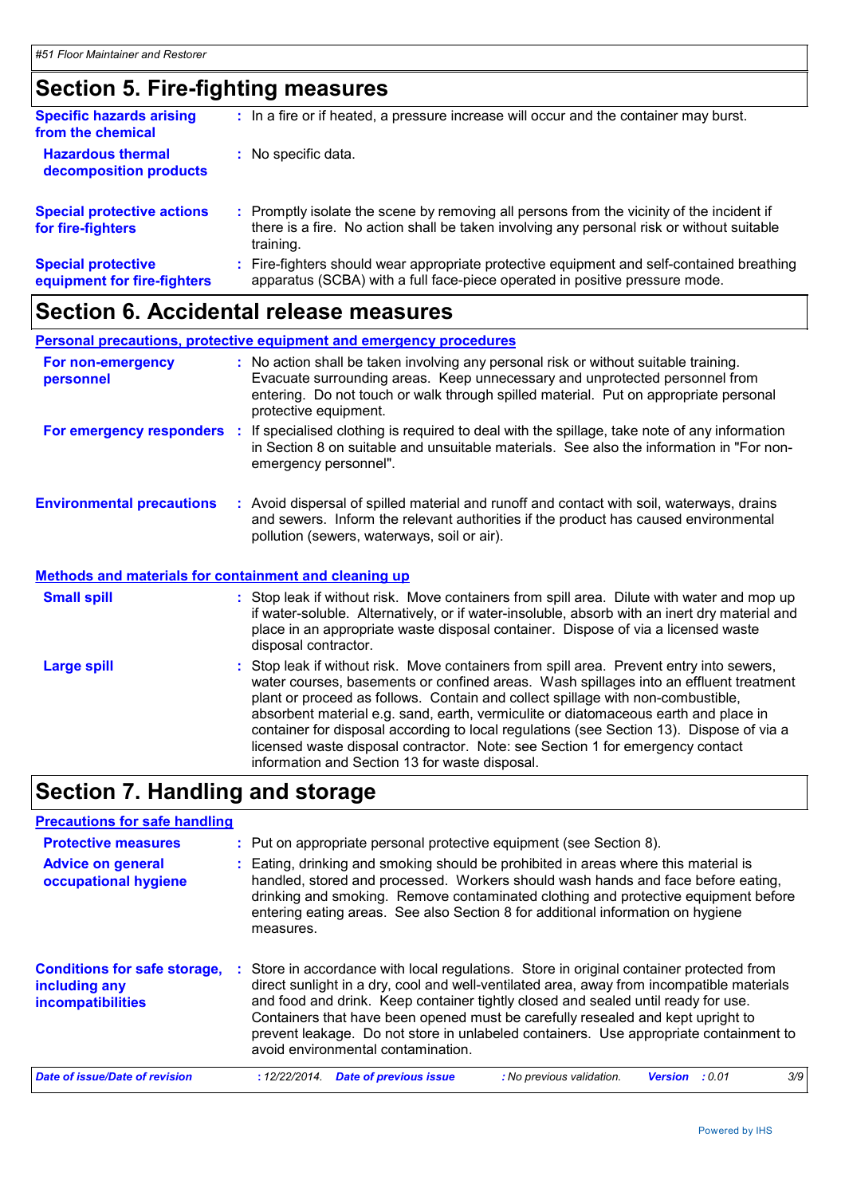## Section 5. Fire-fighting measures

**Specific hazards arising from the chemical** : In a fire or if heated, a pressure increase will occur and the container may burst.

**Hazardous thermal decomposition products** : No specific data.

**Special protective actions for fire-fighters** : Promptly isolate the scene by removing all persons from the vicinity of the incident if there is a fire. No action shall be taken involving any personal risk or without suitable training.

**Special protective equipment for fire-fighters** : Fire-fighters should wear appropriate protective equipment and self-contained breathing apparatus (SCBA) with a full face-piece operated in positive pressure mode.

## Section 6. Accidental release measures

### Personal precautions, protective equipment and emergency procedures

**For non-emergency personnel** : No action shall be taken involving any personal risk or without suitable training. Evacuate surrounding areas. Keep unnecessary and unprotected personnel from entering. Do not touch or walk through spilled material. Put on appropriate personal protective equipment.

**For emergency responders** : If specialised clothing is required to deal with the spillage, take note of any information in Section 8 on suitable and unsuitable materials. See also the information in "For non-emergency personnel".

**Environmental precautions** : Avoid dispersal of spilled material and runoff and contact with soil, waterways, drains and sewers. Inform the relevant authorities if the product has caused environmental pollution (sewers, waterways, soil or air).

### Methods and materials for containment and cleaning up

**Small spill** : Stop leak if without risk. Move containers from spill area. Dilute with water and mop up if water-soluble. Alternatively, or if water-insoluble, absorb with an inert dry material and place in an appropriate waste disposal container. Dispose of via a licensed waste disposal contractor.

**Large spill** : Stop leak if without risk. Move containers from spill area. Prevent entry into sewers, water courses, basements or confined areas. Wash spillages into an effluent treatment plant or proceed as follows. Contain and collect spillage with non-combustible, absorbent material e.g. sand, earth, vermiculite or diatomaceous earth and place in container for disposal according to local regulations (see Section 13). Dispose of via a licensed waste disposal contractor. Note: see Section 1 for emergency contact information and Section 13 for waste disposal.

## Section 7. Handling and storage

### Precautions for safe handling

**Protective measures** : Put on appropriate personal protective equipment (see Section 8).

**Advice on general occupational hygiene** : Eating, drinking and smoking should be prohibited in areas where this material is handled, stored and processed. Workers should wash hands and face before eating, drinking and smoking. Remove contaminated clothing and protective equipment before entering eating areas. See also Section 8 for additional information on hygiene measures.

**Conditions for safe storage, including any incompatibilities** : Store in accordance with local regulations. Store in original container protected from direct sunlight in a dry, cool and well-ventilated area, away from incompatible materials and food and drink. Keep container tightly closed and sealed until ready for use. Containers that have been opened must be carefully resealed and kept upright to prevent leakage. Do not store in unlabeled containers. Use appropriate containment to avoid environmental contamination.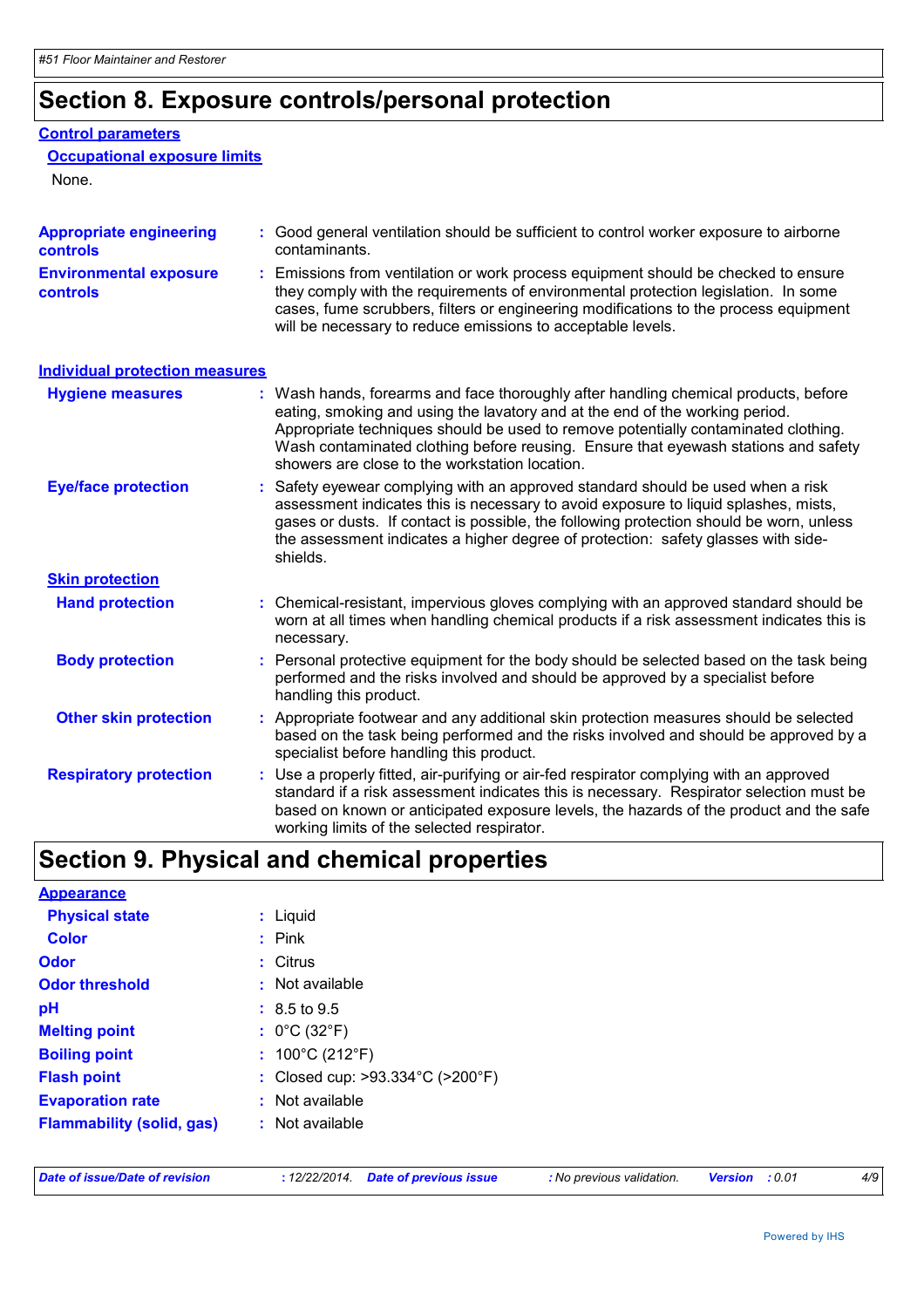## Section 8. Exposure controls/personal protection

**Control parameters**

**Occupational exposure limits**

None.

**Appropriate engineering controls** : Good general ventilation should be sufficient to control worker exposure to airborne contaminants.

**Environmental exposure controls** : Emissions from ventilation or work process equipment should be checked to ensure they comply with the requirements of environmental protection legislation. In some cases, fume scrubbers, filters or engineering modifications to the process equipment will be necessary to reduce emissions to acceptable levels.

**Individual protection measures**

**Hygiene measures** : Wash hands, forearms and face thoroughly after handling chemical products, before eating, smoking and using the lavatory and at the end of the working period. Appropriate techniques should be used to remove potentially contaminated clothing. Wash contaminated clothing before reusing. Ensure that eyewash stations and safety showers are close to the workstation location.

**Eye/face protection** : Safety eyewear complying with an approved standard should be used when a risk assessment indicates this is necessary to avoid exposure to liquid splashes, mists, gases or dusts. If contact is possible, the following protection should be worn, unless the assessment indicates a higher degree of protection: safety glasses with side-shields.

**Skin protection**

**Hand protection** : Chemical-resistant, impervious gloves complying with an approved standard should be worn at all times when handling chemical products if a risk assessment indicates this is necessary.

**Body protection** : Personal protective equipment for the body should be selected based on the task being performed and the risks involved and should be approved by a specialist before handling this product.

**Other skin protection** : Appropriate footwear and any additional skin protection measures should be selected based on the task being performed and the risks involved and should be approved by a specialist before handling this product.

**Respiratory protection** : Use a properly fitted, air-purifying or air-fed respirator complying with an approved standard if a risk assessment indicates this is necessary. Respirator selection must be based on known or anticipated exposure levels, the hazards of the product and the safe working limits of the selected respirator.

## Section 9. Physical and chemical properties

**Appearance**

**Physical state** : Liquid

**Color** : Pink

**Odor** : Citrus

**Odor threshold** : Not available

**pH** : 8.5 to 9.5

**Melting point** : 0°C (32°F)

**Boiling point** : 100°C (212°F)

**Flash point** : Closed cup: >93.334°C (>200°F)

**Evaporation rate** : Not available

**Flammability (solid, gas)** : Not available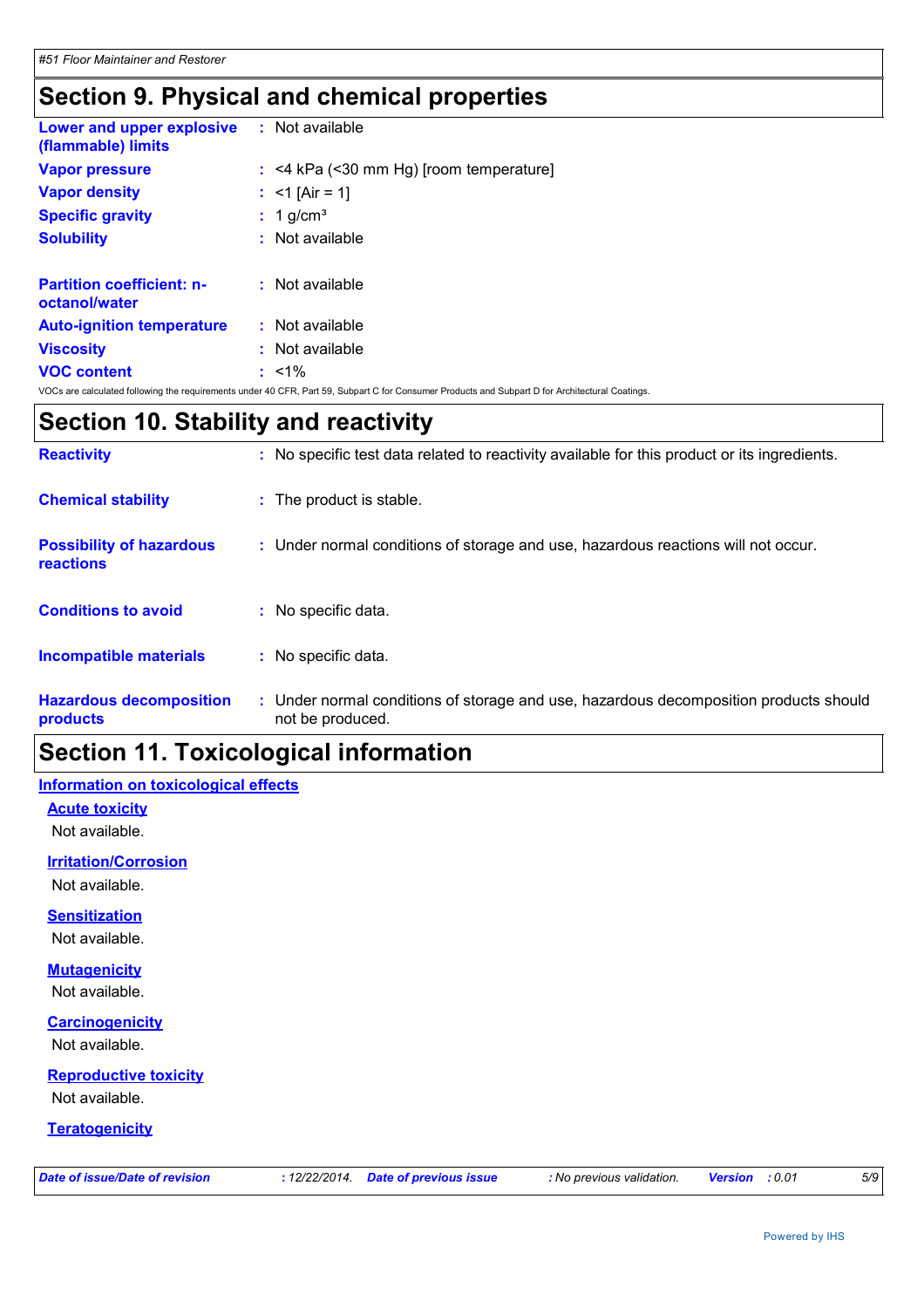## Section 9. Physical and chemical properties

| | |
|---|---|
| **Lower and upper explosive (flammable) limits** | : Not available |
| **Vapor pressure** | : <4 kPa (<30 mm Hg) [room temperature] |
| **Vapor density** | : <1 [Air = 1] |
| **Specific gravity** | : 1 g/cm³ |
| **Solubility** | : Not available |
| **Partition coefficient: n-octanol/water** | : Not available |
| **Auto-ignition temperature** | : Not available |
| **Viscosity** | : Not available |
| **VOC content** | : <1% |

VOCs are calculated following the requirements under 40 CFR, Part 59, Subpart C for Consumer Products and Subpart D for Architectural Coatings.

## Section 10. Stability and reactivity

| | |
|---|---|
| **Reactivity** | : No specific test data related to reactivity available for this product or its ingredients. |
| **Chemical stability** | : The product is stable. |
| **Possibility of hazardous reactions** | : Under normal conditions of storage and use, hazardous reactions will not occur. |
| **Conditions to avoid** | : No specific data. |
| **Incompatible materials** | : No specific data. |
| **Hazardous decomposition products** | : Under normal conditions of storage and use, hazardous decomposition products should not be produced. |

## Section 11. Toxicological information

### Information on toxicological effects

#### Acute toxicity

Not available.

#### Irritation/Corrosion

Not available.

#### Sensitization

Not available.

#### Mutagenicity

Not available.

#### Carcinogenicity

Not available.

#### Reproductive toxicity

Not available.

#### Teratogenicity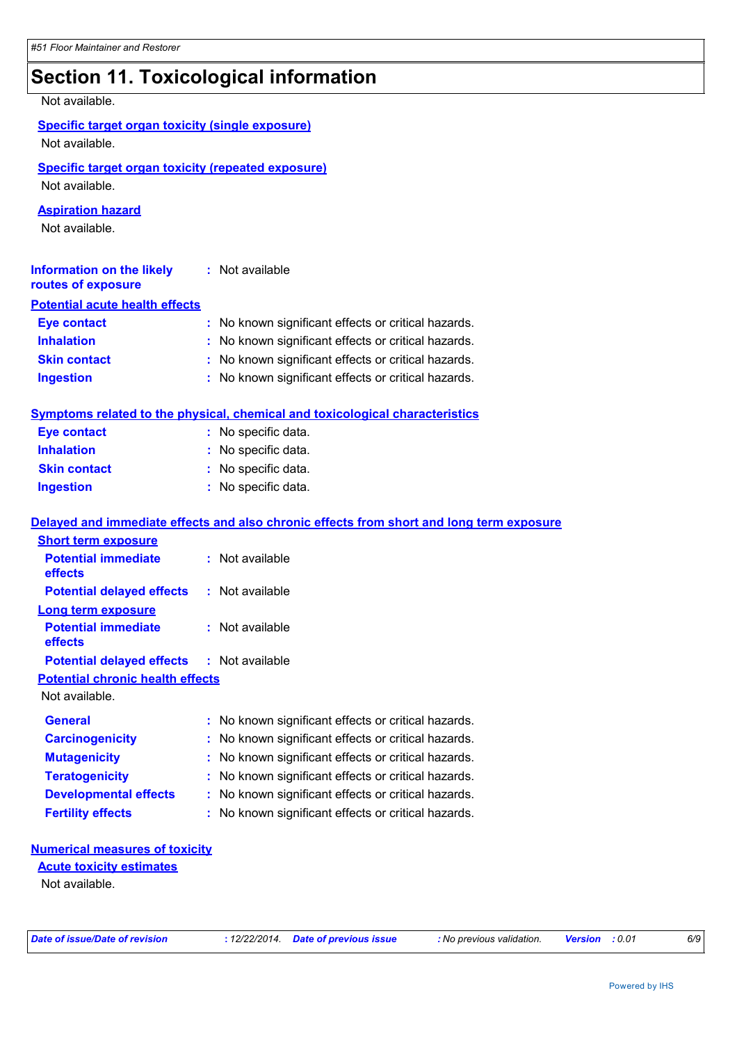## Section 11. Toxicological information

Not available.

**Specific target organ toxicity (single exposure)**

Not available.

**Specific target organ toxicity (repeated exposure)**

Not available.

**Aspiration hazard**

Not available.

**Information on the likely routes of exposure** : Not available

**Potential acute health effects**

**Eye contact** : No known significant effects or critical hazards.
**Inhalation** : No known significant effects or critical hazards.
**Skin contact** : No known significant effects or critical hazards.
**Ingestion** : No known significant effects or critical hazards.

**Symptoms related to the physical, chemical and toxicological characteristics**

**Eye contact** : No specific data.
**Inhalation** : No specific data.
**Skin contact** : No specific data.
**Ingestion** : No specific data.

**Delayed and immediate effects and also chronic effects from short and long term exposure**

**Short term exposure**

**Potential immediate effects** : Not available
**Potential delayed effects** : Not available

**Long term exposure**

**Potential immediate effects** : Not available
**Potential delayed effects** : Not available

**Potential chronic health effects**

Not available.

**General** : No known significant effects or critical hazards.
**Carcinogenicity** : No known significant effects or critical hazards.
**Mutagenicity** : No known significant effects or critical hazards.
**Teratogenicity** : No known significant effects or critical hazards.
**Developmental effects** : No known significant effects or critical hazards.
**Fertility effects** : No known significant effects or critical hazards.

**Numerical measures of toxicity**

**Acute toxicity estimates**

Not available.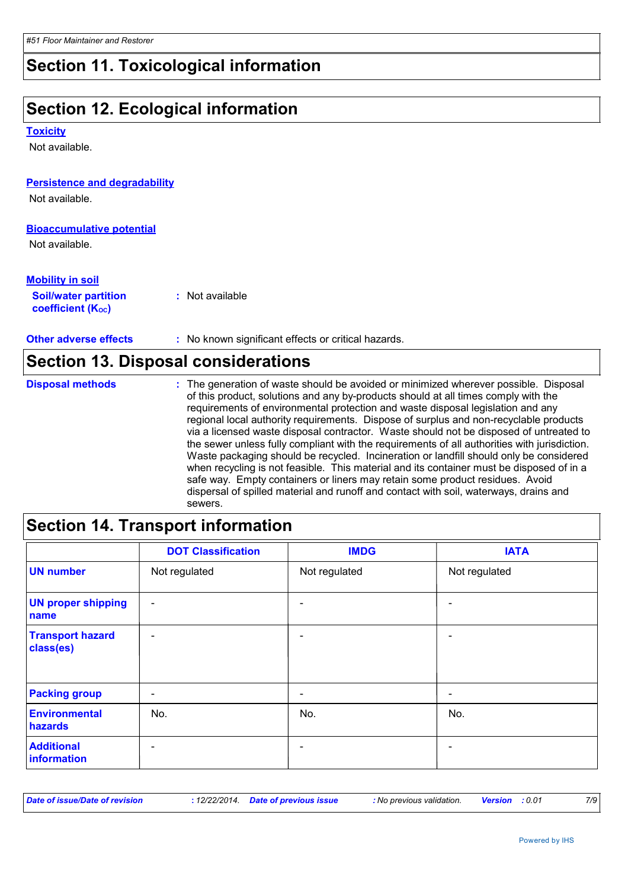## Section 11. Toxicological information

## Section 12. Ecological information

**Toxicity**

Not available.

**Persistence and degradability**

Not available.

**Bioaccumulative potential**

Not available.

**Mobility in soil**

**Soil/water partition coefficient ($K_{OC}$)** : Not available

**Other adverse effects** : No known significant effects or critical hazards.

## Section 13. Disposal considerations

**Disposal methods** : The generation of waste should be avoided or minimized wherever possible. Disposal of this product, solutions and any by-products should at all times comply with the requirements of environmental protection and waste disposal legislation and any regional local authority requirements. Dispose of surplus and non-recyclable products via a licensed waste disposal contractor. Waste should not be disposed of untreated to the sewer unless fully compliant with the requirements of all authorities with jurisdiction. Waste packaging should be recycled. Incineration or landfill should only be considered when recycling is not feasible. This material and its container must be disposed of in a safe way. Empty containers or liners may retain some product residues. Avoid dispersal of spilled material and runoff and contact with soil, waterways, drains and sewers.

## Section 14. Transport information

| | DOT Classification | IMDG | IATA |
|---|---|---|---|
| **UN number** | Not regulated | Not regulated | Not regulated |
| **UN proper shipping name** | - | - | - |
| **Transport hazard class(es)** | - | - | - |
| **Packing group** | - | - | - |
| **Environmental hazards** | No. | No. | No. |
| **Additional information** | - | - | - |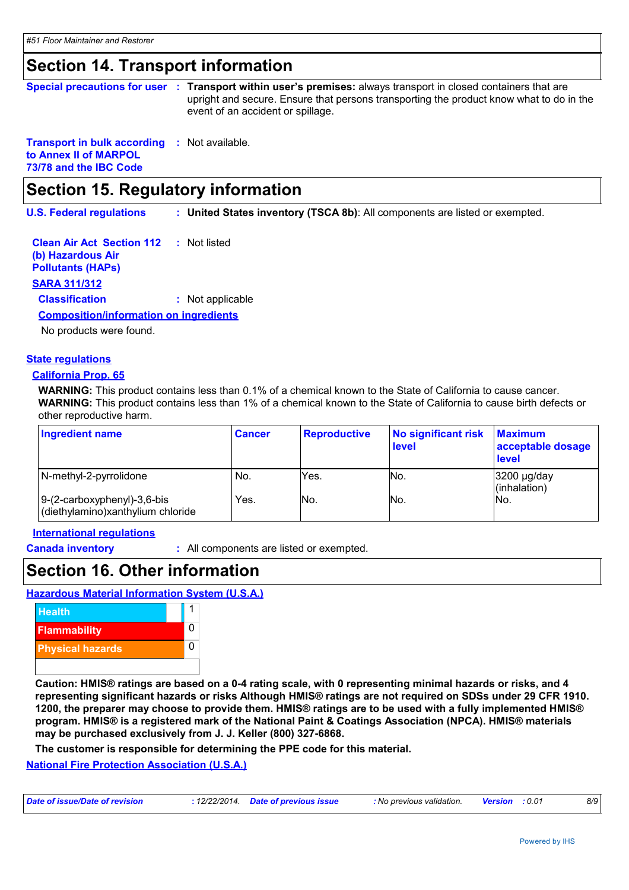## Section 14. Transport information

**Special precautions for user** : **Transport within user's premises:** always transport in closed containers that are upright and secure. Ensure that persons transporting the product know what to do in the event of an accident or spillage.

**Transport in bulk according to Annex II of MARPOL 73/78 and the IBC Code** : Not available.

## Section 15. Regulatory information

**U.S. Federal regulations** : **United States inventory (TSCA 8b)**: All components are listed or exempted.

**Clean Air Act Section 112 (b) Hazardous Air Pollutants (HAPs)** : Not listed

**SARA 311/312**

**Classification** : Not applicable

**Composition/information on ingredients**

No products were found.

**State regulations**

**California Prop. 65**

**WARNING:** This product contains less than 0.1% of a chemical known to the State of California to cause cancer.
**WARNING:** This product contains less than 1% of a chemical known to the State of California to cause birth defects or other reproductive harm.

| Ingredient name | Cancer | Reproductive | No significant risk level | Maximum acceptable dosage level |
|---|---|---|---|---|
| N-methyl-2-pyrrolidone | No. | Yes. | No. | 3200 µg/day (inhalation) |
| 9-(2-carboxyphenyl)-3,6-bis (diethylamino)xanthylium chloride | Yes. | No. | No. | No. |

**International regulations**

**Canada inventory** : All components are listed or exempted.

## Section 16. Other information

**Hazardous Material Information System (U.S.A.)**

| | |
|---|---|
| Health | 1 |
| Flammability | 0 |
| Physical hazards | 0 |

**Caution: HMIS® ratings are based on a 0-4 rating scale, with 0 representing minimal hazards or risks, and 4 representing significant hazards or risks Although HMIS® ratings are not required on SDSs under 29 CFR 1910. 1200, the preparer may choose to provide them. HMIS® ratings are to be used with a fully implemented HMIS® program. HMIS® is a registered mark of the National Paint & Coatings Association (NPCA). HMIS® materials may be purchased exclusively from J. J. Keller (800) 327-6868.**

**The customer is responsible for determining the PPE code for this material.**

**National Fire Protection Association (U.S.A.)**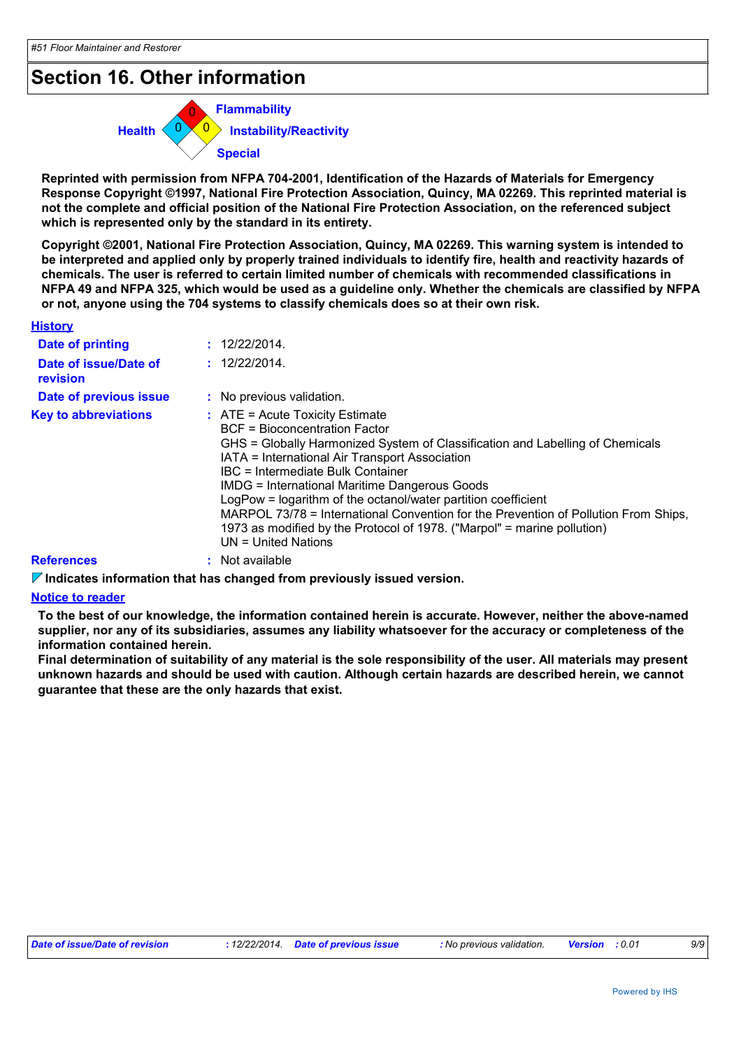# Section 16. Other information

Flammability 0

Health 0

Instability/Reactivity 0

Special

**Reprinted with permission from NFPA 704-2001, Identification of the Hazards of Materials for Emergency Response Copyright ©1997, National Fire Protection Association, Quincy, MA 02269. This reprinted material is not the complete and official position of the National Fire Protection Association, on the referenced subject which is represented only by the standard in its entirety.**

**Copyright ©2001, National Fire Protection Association, Quincy, MA 02269. This warning system is intended to be interpreted and applied only by properly trained individuals to identify fire, health and reactivity hazards of chemicals. The user is referred to certain limited number of chemicals with recommended classifications in NFPA 49 and NFPA 325, which would be used as a guideline only. Whether the chemicals are classified by NFPA or not, anyone using the 704 systems to classify chemicals does so at their own risk.**

## History

| | |
|---|---|
| **Date of printing** | : 12/22/2014. |
| **Date of issue/Date of revision** | : 12/22/2014. |
| **Date of previous issue** | : No previous validation. |
| **Key to abbreviations** | : ATE = Acute Toxicity Estimate<br>BCF = Bioconcentration Factor<br>GHS = Globally Harmonized System of Classification and Labelling of Chemicals<br>IATA = International Air Transport Association<br>IBC = Intermediate Bulk Container<br>IMDG = International Maritime Dangerous Goods<br>LogPow = logarithm of the octanol/water partition coefficient<br>MARPOL 73/78 = International Convention for the Prevention of Pollution From Ships, 1973 as modified by the Protocol of 1978. ("Marpol" = marine pollution)<br>UN = United Nations |
| **References** | : Not available |

**Indicates information that has changed from previously issued version.**

## Notice to reader

**To the best of our knowledge, the information contained herein is accurate. However, neither the above-named supplier, nor any of its subsidiaries, assumes any liability whatsoever for the accuracy or completeness of the information contained herein.**
**Final determination of suitability of any material is the sole responsibility of the user. All materials may present unknown hazards and should be used with caution. Although certain hazards are described herein, we cannot guarantee that these are the only hazards that exist.**